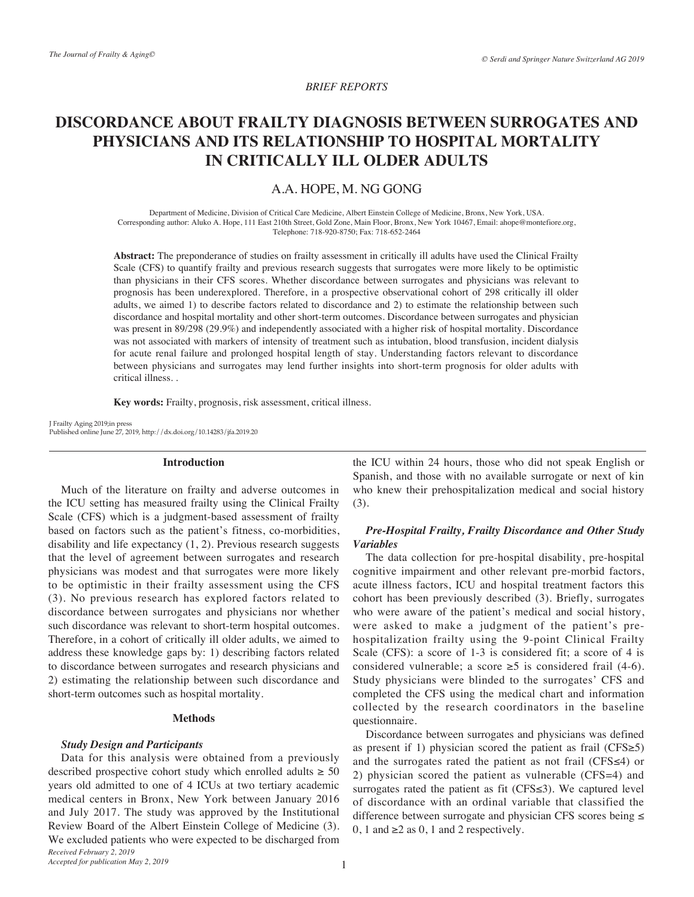*BRIEF REPORTS*

# DISCORDANCE ABOUT FRAILTY DIAGNOSIS BETWEEN SURROGATES AND PHYSICIANS AND ITS RELATIONSHIP TO HOSPITAL MORTALITY IN CRITICALLY ILL OLDER ADULTS

A.A. HOPE, M. NG GONG

Department of Medicine, Division of Critical Care Medicine, Albert Einstein College of Medicine, Bronx, New York, USA.
Corresponding author: Aluko A. Hope, 111 East 210th Street, Gold Zone, Main Floor, Bronx, New York 10467, Email: ahope@montefiore.org, Telephone: 718-920-8750; Fax: 718-652-2464

**Abstract:** The preponderance of studies on frailty assessment in critically ill adults have used the Clinical Frailty Scale (CFS) to quantify frailty and previous research suggests that surrogates were more likely to be optimistic than physicians in their CFS scores. Whether discordance between surrogates and physicians was relevant to prognosis has been underexplored. Therefore, in a prospective observational cohort of 298 critically ill older adults, we aimed 1) to describe factors related to discordance and 2) to estimate the relationship between such discordance and hospital mortality and other short-term outcomes. Discordance between surrogates and physician was present in 89/298 (29.9%) and independently associated with a higher risk of hospital mortality. Discordance was not associated with markers of intensity of treatment such as intubation, blood transfusion, incident dialysis for acute renal failure and prolonged hospital length of stay. Understanding factors relevant to discordance between physicians and surrogates may lend further insights into short-term prognosis for older adults with critical illness. .

**Key words:** Frailty, prognosis, risk assessment, critical illness.

J Frailty Aging 2019;in press
Published online June 27, 2019, http://dx.doi.org/10.14283/jfa.2019.20

## Introduction

Much of the literature on frailty and adverse outcomes in the ICU setting has measured frailty using the Clinical Frailty Scale (CFS) which is a judgment-based assessment of frailty based on factors such as the patient's fitness, co-morbidities, disability and life expectancy (1, 2). Previous research suggests that the level of agreement between surrogates and research physicians was modest and that surrogates were more likely to be optimistic in their frailty assessment using the CFS (3). No previous research has explored factors related to discordance between surrogates and physicians nor whether such discordance was relevant to short-term hospital outcomes. Therefore, in a cohort of critically ill older adults, we aimed to address these knowledge gaps by: 1) describing factors related to discordance between surrogates and research physicians and 2) estimating the relationship between such discordance and short-term outcomes such as hospital mortality.

## Methods

### *Study Design and Participants*

Data for this analysis were obtained from a previously described prospective cohort study which enrolled adults ≥ 50 years old admitted to one of 4 ICUs at two tertiary academic medical centers in Bronx, New York between January 2016 and July 2017. The study was approved by the Institutional Review Board of the Albert Einstein College of Medicine (3). We excluded patients who were expected to be discharged from the ICU within 24 hours, those who did not speak English or Spanish, and those with no available surrogate or next of kin who knew their prehospitalization medical and social history (3).

### *Pre-Hospital Frailty, Frailty Discordance and Other Study Variables*

The data collection for pre-hospital disability, pre-hospital cognitive impairment and other relevant pre-morbid factors, acute illness factors, ICU and hospital treatment factors this cohort has been previously described (3). Briefly, surrogates who were aware of the patient's medical and social history, were asked to make a judgment of the patient's pre-hospitalization frailty using the 9-point Clinical Frailty Scale (CFS): a score of 1-3 is considered fit; a score of 4 is considered vulnerable; a score ≥5 is considered frail (4-6). Study physicians were blinded to the surrogates' CFS and completed the CFS using the medical chart and information collected by the research coordinators in the baseline questionnaire.

Discordance between surrogates and physicians was defined as present if 1) physician scored the patient as frail (CFS≥5) and the surrogates rated the patient as not frail (CFS≤4) or 2) physician scored the patient as vulnerable (CFS=4) and surrogates rated the patient as fit (CFS≤3). We captured level of discordance with an ordinal variable that classified the difference between surrogate and physician CFS scores being ≤ 0, 1 and ≥2 as 0, 1 and 2 respectively.

*Received February 2, 2019*
*Accepted for publication May 2, 2019*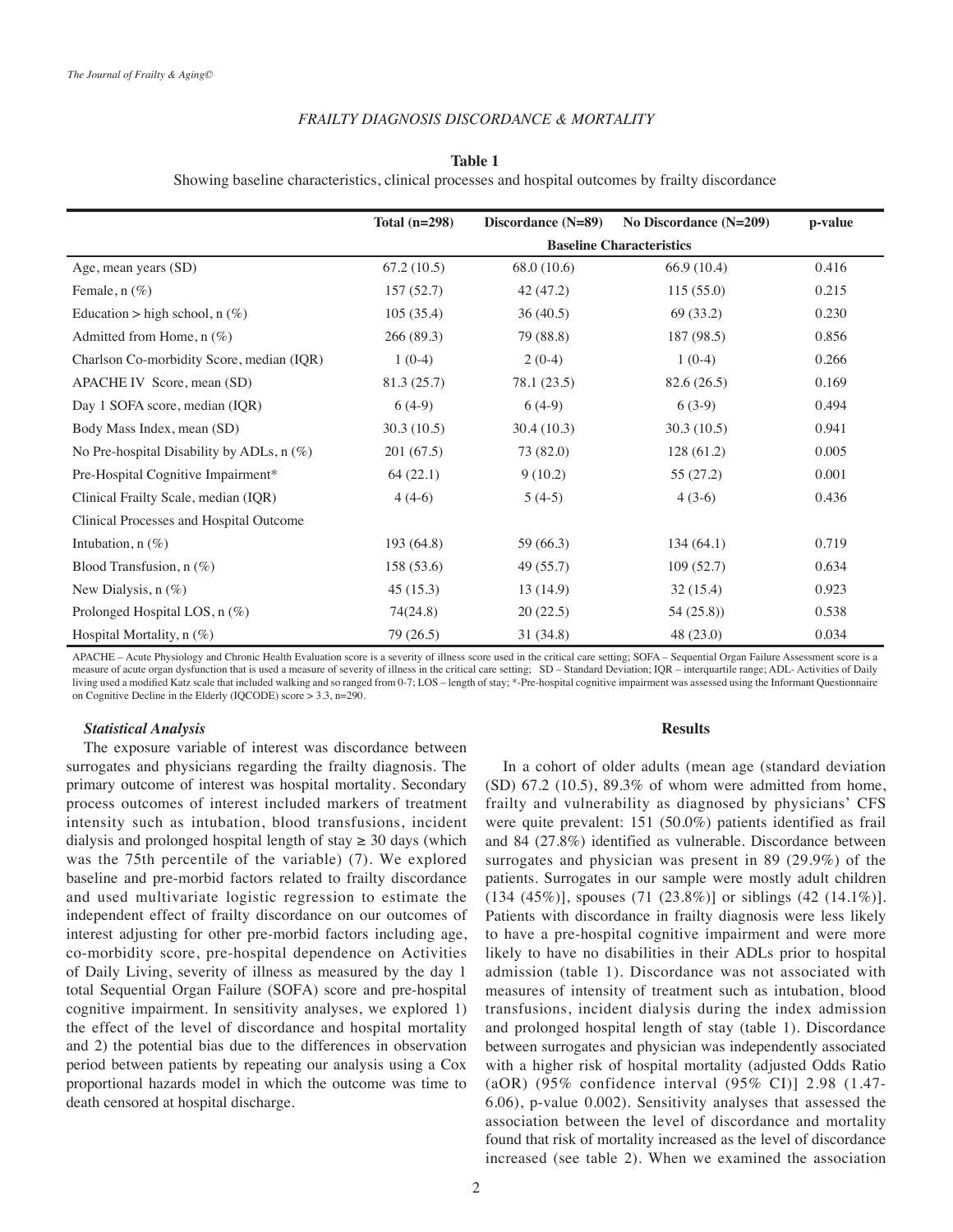**Table 1**

Showing baseline characteristics, clinical processes and hospital outcomes by frailty discordance

| | Total (n=298) | Discordance (N=89) | No Discordance (N=209) | p-value |
|---|---|---|---|---|
| | **Baseline Characteristics** | | | |
| Age, mean years (SD) | 67.2 (10.5) | 68.0 (10.6) | 66.9 (10.4) | 0.416 |
| Female, n (%) | 157 (52.7) | 42 (47.2) | 115 (55.0) | 0.215 |
| Education > high school, n (%) | 105 (35.4) | 36 (40.5) | 69 (33.2) | 0.230 |
| Admitted from Home, n (%) | 266 (89.3) | 79 (88.8) | 187 (98.5) | 0.856 |
| Charlson Co-morbidity Score, median (IQR) | 1 (0-4) | 2 (0-4) | 1 (0-4) | 0.266 |
| APACHE IV Score, mean (SD) | 81.3 (25.7) | 78.1 (23.5) | 82.6 (26.5) | 0.169 |
| Day 1 SOFA score, median (IQR) | 6 (4-9) | 6 (4-9) | 6 (3-9) | 0.494 |
| Body Mass Index, mean (SD) | 30.3 (10.5) | 30.4 (10.3) | 30.3 (10.5) | 0.941 |
| No Pre-hospital Disability by ADLs, n (%) | 201 (67.5) | 73 (82.0) | 128 (61.2) | 0.005 |
| Pre-Hospital Cognitive Impairment* | 64 (22.1) | 9 (10.2) | 55 (27.2) | 0.001 |
| Clinical Frailty Scale, median (IQR) | 4 (4-6) | 5 (4-5) | 4 (3-6) | 0.436 |
| Clinical Processes and Hospital Outcome | | | | |
| Intubation, n (%) | 193 (64.8) | 59 (66.3) | 134 (64.1) | 0.719 |
| Blood Transfusion, n (%) | 158 (53.6) | 49 (55.7) | 109 (52.7) | 0.634 |
| New Dialysis, n (%) | 45 (15.3) | 13 (14.9) | 32 (15.4) | 0.923 |
| Prolonged Hospital LOS, n (%) | 74(24.8) | 20 (22.5) | 54 (25.8)) | 0.538 |
| Hospital Mortality, n (%) | 79 (26.5) | 31 (34.8) | 48 (23.0) | 0.034 |

APACHE – Acute Physiology and Chronic Health Evaluation score is a severity of illness score used in the critical care setting; SOFA – Sequential Organ Failure Assessment score is a measure of acute organ dysfunction that is used a measure of severity of illness in the critical care setting; SD – Standard Deviation; IQR – interquartile range; ADL- Activities of Daily living used a modified Katz scale that included walking and so ranged from 0-7; LOS – length of stay; *-Pre-hospital cognitive impairment was assessed using the Informant Questionnaire on Cognitive Decline in the Elderly (IQCODE) score > 3.3, n=290.

### Statistical Analysis

The exposure variable of interest was discordance between surrogates and physicians regarding the frailty diagnosis. The primary outcome of interest was hospital mortality. Secondary process outcomes of interest included markers of treatment intensity such as intubation, blood transfusions, incident dialysis and prolonged hospital length of stay ≥ 30 days (which was the 75th percentile of the variable) (7). We explored baseline and pre-morbid factors related to frailty discordance and used multivariate logistic regression to estimate the independent effect of frailty discordance on our outcomes of interest adjusting for other pre-morbid factors including age, co-morbidity score, pre-hospital dependence on Activities of Daily Living, severity of illness as measured by the day 1 total Sequential Organ Failure (SOFA) score and pre-hospital cognitive impairment. In sensitivity analyses, we explored 1) the effect of the level of discordance and hospital mortality and 2) the potential bias due to the differences in observation period between patients by repeating our analysis using a Cox proportional hazards model in which the outcome was time to death censored at hospital discharge.

## Results

In a cohort of older adults (mean age (standard deviation (SD) 67.2 (10.5), 89.3% of whom were admitted from home, frailty and vulnerability as diagnosed by physicians' CFS were quite prevalent: 151 (50.0%) patients identified as frail and 84 (27.8%) identified as vulnerable. Discordance between surrogates and physician was present in 89 (29.9%) of the patients. Surrogates in our sample were mostly adult children (134 (45%)], spouses (71 (23.8%)] or siblings (42 (14.1%)]. Patients with discordance in frailty diagnosis were less likely to have a pre-hospital cognitive impairment and were more likely to have no disabilities in their ADLs prior to hospital admission (table 1). Discordance was not associated with measures of intensity of treatment such as intubation, blood transfusions, incident dialysis during the index admission and prolonged hospital length of stay (table 1). Discordance between surrogates and physician was independently associated with a higher risk of hospital mortality (adjusted Odds Ratio (aOR) (95% confidence interval (95% CI)] 2.98 (1.47-6.06), p-value 0.002). Sensitivity analyses that assessed the association between the level of discordance and mortality found that risk of mortality increased as the level of discordance increased (see table 2). When we examined the association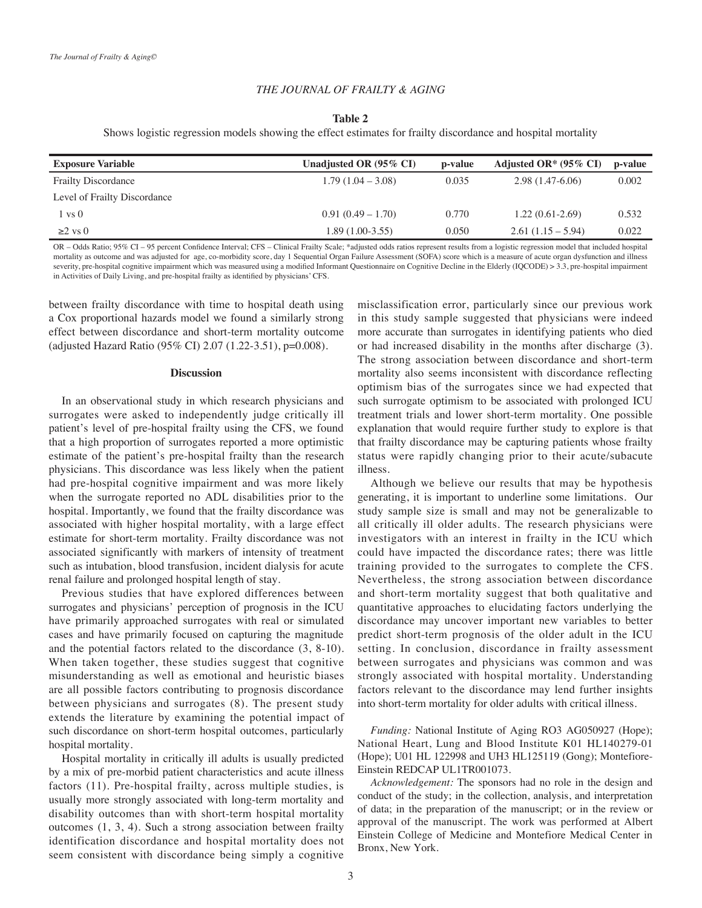**Table 2**

Shows logistic regression models showing the effect estimates for frailty discordance and hospital mortality

| Exposure Variable | Unadjusted OR (95% CI) | p-value | Adjusted OR* (95% CI) | p-value |
|---|---|---|---|---|
| Frailty Discordance | 1.79 (1.04 – 3.08) | 0.035 | 2.98 (1.47-6.06) | 0.002 |
| Level of Frailty Discordance | | | | |
| 1 vs 0 | 0.91 (0.49 – 1.70) | 0.770 | 1.22 (0.61-2.69) | 0.532 |
| ≥2 vs 0 | 1.89 (1.00-3.55) | 0.050 | 2.61 (1.15 – 5.94) | 0.022 |

OR – Odds Ratio; 95% CI – 95 percent Confidence Interval; CFS – Clinical Frailty Scale; *adjusted odds ratios represent results from a logistic regression model that included hospital mortality as outcome and was adjusted for age, co-morbidity score, day 1 Sequential Organ Failure Assessment (SOFA) score which is a measure of acute organ dysfunction and illness severity, pre-hospital cognitive impairment which was measured using a modified Informant Questionnaire on Cognitive Decline in the Elderly (IQCODE) > 3.3, pre-hospital impairment in Activities of Daily Living, and pre-hospital frailty as identified by physicians' CFS.

between frailty discordance with time to hospital death using a Cox proportional hazards model we found a similarly strong effect between discordance and short-term mortality outcome (adjusted Hazard Ratio (95% CI) 2.07 (1.22-3.51), p=0.008).

## Discussion

In an observational study in which research physicians and surrogates were asked to independently judge critically ill patient's level of pre-hospital frailty using the CFS, we found that a high proportion of surrogates reported a more optimistic estimate of the patient's pre-hospital frailty than the research physicians. This discordance was less likely when the patient had pre-hospital cognitive impairment and was more likely when the surrogate reported no ADL disabilities prior to the hospital. Importantly, we found that the frailty discordance was associated with higher hospital mortality, with a large effect estimate for short-term mortality. Frailty discordance was not associated significantly with markers of intensity of treatment such as intubation, blood transfusion, incident dialysis for acute renal failure and prolonged hospital length of stay.

Previous studies that have explored differences between surrogates and physicians' perception of prognosis in the ICU have primarily approached surrogates with real or simulated cases and have primarily focused on capturing the magnitude and the potential factors related to the discordance (3, 8-10). When taken together, these studies suggest that cognitive misunderstanding as well as emotional and heuristic biases are all possible factors contributing to prognosis discordance between physicians and surrogates (8). The present study extends the literature by examining the potential impact of such discordance on short-term hospital outcomes, particularly hospital mortality.

Hospital mortality in critically ill adults is usually predicted by a mix of pre-morbid patient characteristics and acute illness factors (11). Pre-hospital frailty, across multiple studies, is usually more strongly associated with long-term mortality and disability outcomes than with short-term hospital mortality outcomes (1, 3, 4). Such a strong association between frailty identification discordance and hospital mortality does not seem consistent with discordance being simply a cognitive misclassification error, particularly since our previous work in this study sample suggested that physicians were indeed more accurate than surrogates in identifying patients who died or had increased disability in the months after discharge (3). The strong association between discordance and short-term mortality also seems inconsistent with discordance reflecting optimism bias of the surrogates since we had expected that such surrogate optimism to be associated with prolonged ICU treatment trials and lower short-term mortality. One possible explanation that would require further study to explore is that that frailty discordance may be capturing patients whose frailty status were rapidly changing prior to their acute/subacute illness.

Although we believe our results that may be hypothesis generating, it is important to underline some limitations. Our study sample size is small and may not be generalizable to all critically ill older adults. The research physicians were investigators with an interest in frailty in the ICU which could have impacted the discordance rates; there was little training provided to the surrogates to complete the CFS. Nevertheless, the strong association between discordance and short-term mortality suggest that both qualitative and quantitative approaches to elucidating factors underlying the discordance may uncover important new variables to better predict short-term prognosis of the older adult in the ICU setting. In conclusion, discordance in frailty assessment between surrogates and physicians was common and was strongly associated with hospital mortality. Understanding factors relevant to the discordance may lend further insights into short-term mortality for older adults with critical illness.

*Funding:* National Institute of Aging RO3 AG050927 (Hope); National Heart, Lung and Blood Institute K01 HL140279-01 (Hope); U01 HL 122998 and UH3 HL125119 (Gong); Montefiore-Einstein REDCAP UL1TR001073.

*Acknowledgement:* The sponsors had no role in the design and conduct of the study; in the collection, analysis, and interpretation of data; in the preparation of the manuscript; or in the review or approval of the manuscript. The work was performed at Albert Einstein College of Medicine and Montefiore Medical Center in Bronx, New York.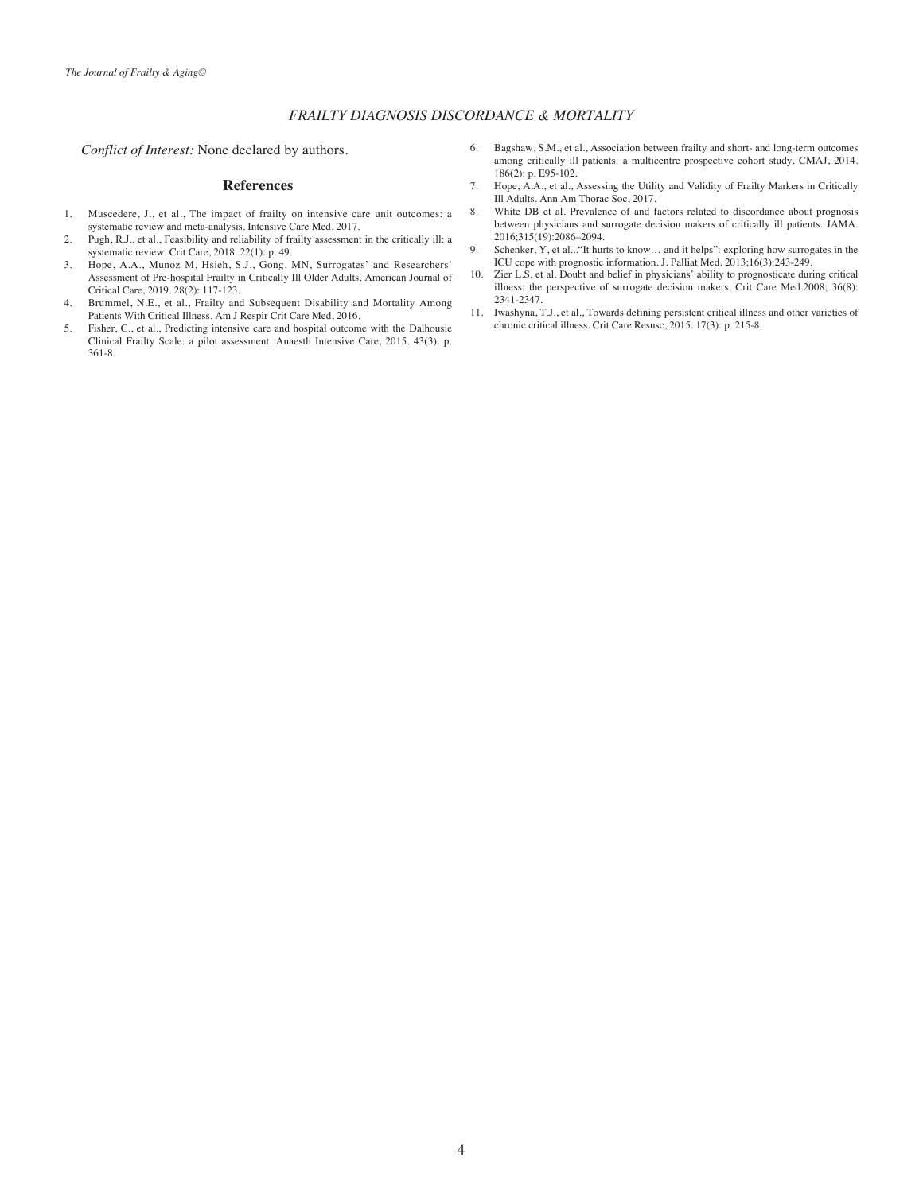*Conflict of Interest:* None declared by authors.

## References

1. Muscedere, J., et al., The impact of frailty on intensive care unit outcomes: a systematic review and meta-analysis. Intensive Care Med, 2017.
2. Pugh, R.J., et al., Feasibility and reliability of frailty assessment in the critically ill: a systematic review. Crit Care, 2018. 22(1): p. 49.
3. Hope, A.A., Munoz M, Hsieh, S.J., Gong, MN, Surrogates' and Researchers' Assessment of Pre-hospital Frailty in Critically Ill Older Adults. American Journal of Critical Care, 2019. 28(2): 117-123.
4. Brummel, N.E., et al., Frailty and Subsequent Disability and Mortality Among Patients With Critical Illness. Am J Respir Crit Care Med, 2016.
5. Fisher, C., et al., Predicting intensive care and hospital outcome with the Dalhousie Clinical Frailty Scale: a pilot assessment. Anaesth Intensive Care, 2015. 43(3): p. 361-8.
6. Bagshaw, S.M., et al., Association between frailty and short- and long-term outcomes among critically ill patients: a multicentre prospective cohort study. CMAJ, 2014. 186(2): p. E95-102.
7. Hope, A.A., et al., Assessing the Utility and Validity of Frailty Markers in Critically Ill Adults. Ann Am Thorac Soc, 2017.
8. White DB et al. Prevalence of and factors related to discordance about prognosis between physicians and surrogate decision makers of critically ill patients. JAMA. 2016;315(19):2086–2094.
9. Schenker, Y, et al..."It hurts to know… and it helps": exploring how surrogates in the ICU cope with prognostic information. J. Palliat Med. 2013;16(3):243-249.
10. Zier L.S, et al. Doubt and belief in physicians' ability to prognosticate during critical illness: the perspective of surrogate decision makers. Crit Care Med.2008; 36(8): 2341-2347.
11. Iwashyna, T.J., et al., Towards defining persistent critical illness and other varieties of chronic critical illness. Crit Care Resusc, 2015. 17(3): p. 215-8.